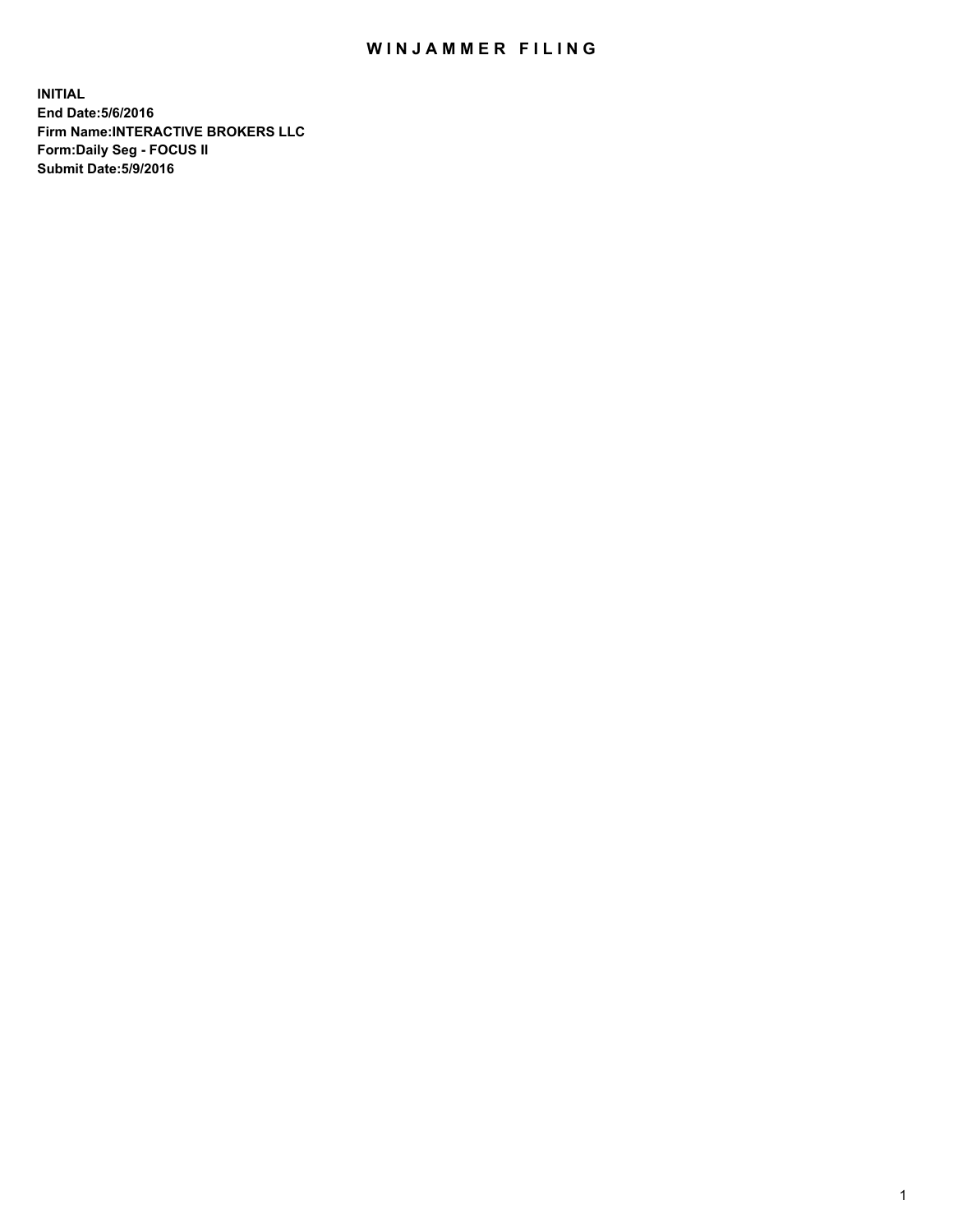# WINJAMMER FILING

**INITIAL**
**End Date:5/6/2016**
**Firm Name:INTERACTIVE BROKERS LLC**
**Form:Daily Seg - FOCUS II**
**Submit Date:5/9/2016**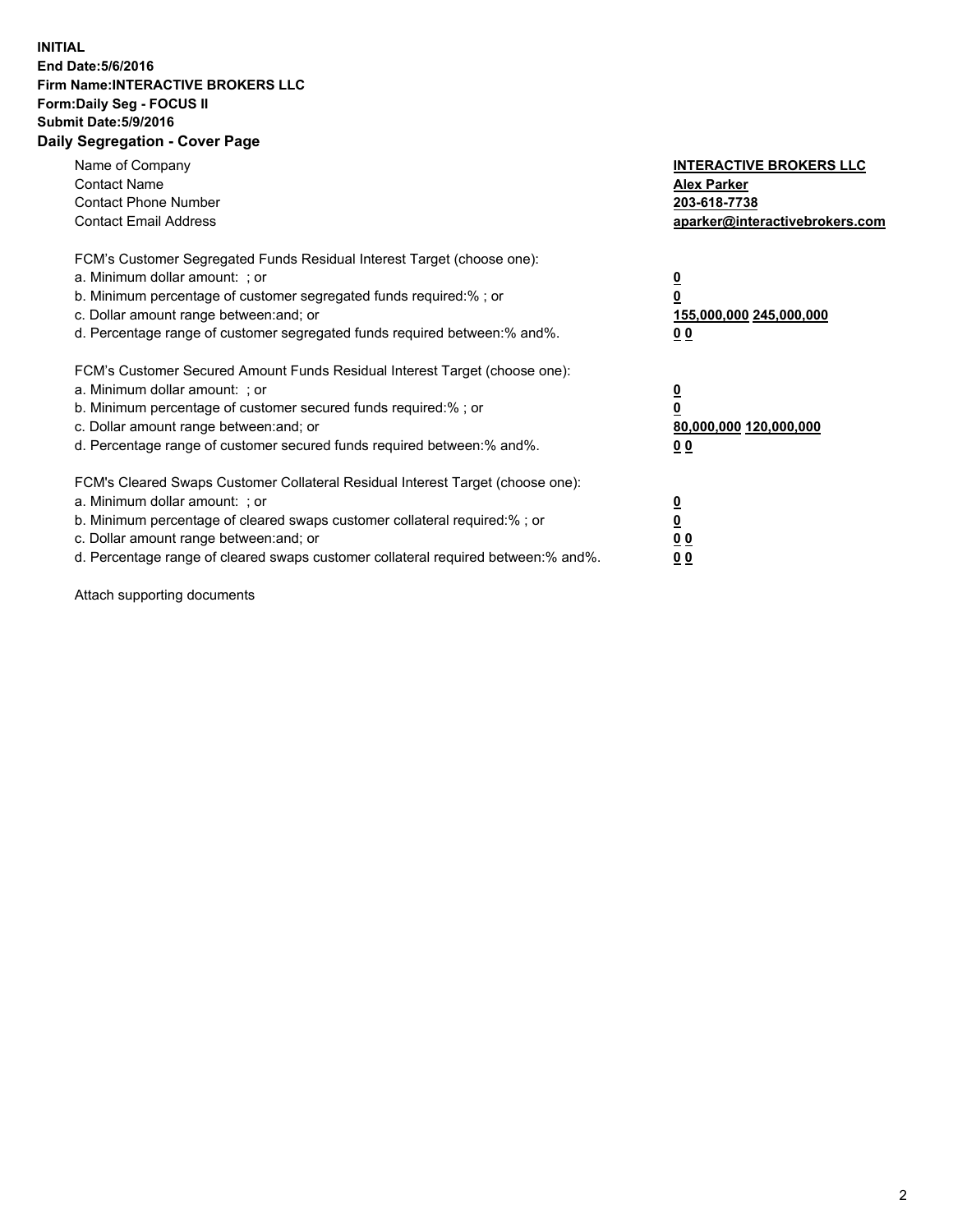**INITIAL**
**End Date:5/6/2016**
**Firm Name:INTERACTIVE BROKERS LLC**
**Form:Daily Seg - FOCUS II**
**Submit Date:5/9/2016**
**Daily Segregation - Cover Page**

| | |
|---|---|
| Name of Company | **INTERACTIVE BROKERS LLC** |
| Contact Name | **Alex Parker** |
| Contact Phone Number | **203-618-7738** |
| Contact Email Address | **aparker@interactivebrokers.com** |

FCM's Customer Segregated Funds Residual Interest Target (choose one):

| | |
|---|---|
| a. Minimum dollar amount: ; or | **0** |
| b. Minimum percentage of customer segregated funds required:% ; or | **0** |
| c. Dollar amount range between:and; or | **155,000,000 245,000,000** |
| d. Percentage range of customer segregated funds required between:% and%. | **0 0** |

FCM's Customer Secured Amount Funds Residual Interest Target (choose one):

| | |
|---|---|
| a. Minimum dollar amount: ; or | **0** |
| b. Minimum percentage of customer secured funds required:% ; or | **0** |
| c. Dollar amount range between:and; or | **80,000,000 120,000,000** |
| d. Percentage range of customer secured funds required between:% and%. | **0 0** |

FCM's Cleared Swaps Customer Collateral Residual Interest Target (choose one):

| | |
|---|---|
| a. Minimum dollar amount: ; or | **0** |
| b. Minimum percentage of cleared swaps customer collateral required:% ; or | **0** |
| c. Dollar amount range between:and; or | **0 0** |
| d. Percentage range of cleared swaps customer collateral required between:% and%. | **0 0** |

Attach supporting documents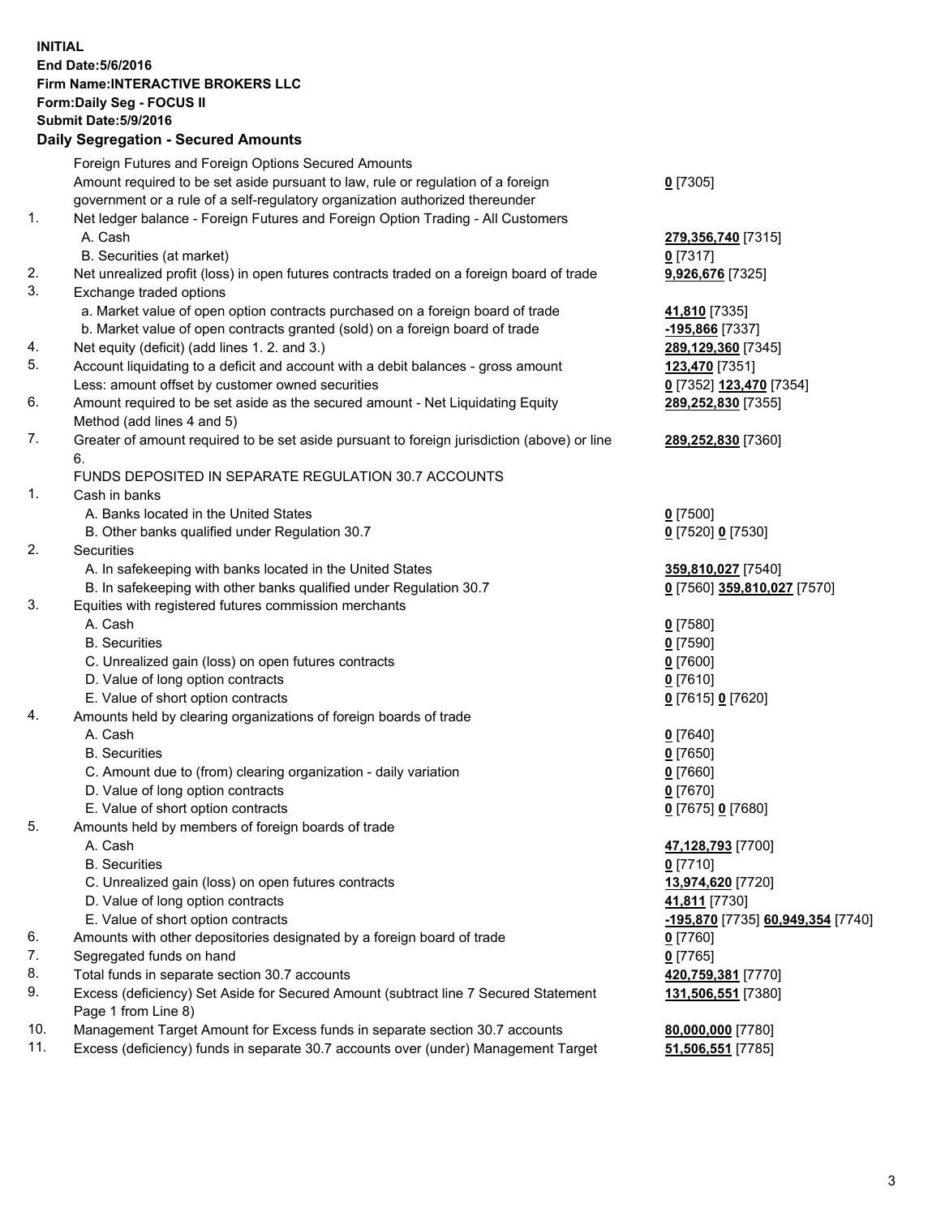**INITIAL**
**End Date:5/6/2016**
**Firm Name:INTERACTIVE BROKERS LLC**
**Form:Daily Seg - FOCUS II**
**Submit Date:5/9/2016**
**Daily Segregation - Secured Amounts**

| | | |
|---|---|---|
| | Foreign Futures and Foreign Options Secured Amounts | |
| | Amount required to be set aside pursuant to law, rule or regulation of a foreign government or a rule of a self-regulatory organization authorized thereunder | **0** [7305] |
| 1. | Net ledger balance - Foreign Futures and Foreign Option Trading - All Customers | |
| | A. Cash | **279,356,740** [7315] |
| | B. Securities (at market) | **0** [7317] |
| 2. | Net unrealized profit (loss) in open futures contracts traded on a foreign board of trade | **9,926,676** [7325] |
| 3. | Exchange traded options | |
| | a. Market value of open option contracts purchased on a foreign board of trade | **41,810** [7335] |
| | b. Market value of open contracts granted (sold) on a foreign board of trade | **-195,866** [7337] |
| 4. | Net equity (deficit) (add lines 1. 2. and 3.) | **289,129,360** [7345] |
| 5. | Account liquidating to a deficit and account with a debit balances - gross amount | **123,470** [7351] |
| | Less: amount offset by customer owned securities | **0** [7352] **123,470** [7354] |
| 6. | Amount required to be set aside as the secured amount - Net Liquidating Equity Method (add lines 4 and 5) | **289,252,830** [7355] |
| 7. | Greater of amount required to be set aside pursuant to foreign jurisdiction (above) or line 6. | **289,252,830** [7360] |
| | FUNDS DEPOSITED IN SEPARATE REGULATION 30.7 ACCOUNTS | |
| 1. | Cash in banks | |
| | A. Banks located in the United States | **0** [7500] |
| | B. Other banks qualified under Regulation 30.7 | **0** [7520] **0** [7530] |
| 2. | Securities | |
| | A. In safekeeping with banks located in the United States | **359,810,027** [7540] |
| | B. In safekeeping with other banks qualified under Regulation 30.7 | **0** [7560] **359,810,027** [7570] |
| 3. | Equities with registered futures commission merchants | |
| | A. Cash | **0** [7580] |
| | B. Securities | **0** [7590] |
| | C. Unrealized gain (loss) on open futures contracts | **0** [7600] |
| | D. Value of long option contracts | **0** [7610] |
| | E. Value of short option contracts | **0** [7615] **0** [7620] |
| 4. | Amounts held by clearing organizations of foreign boards of trade | |
| | A. Cash | **0** [7640] |
| | B. Securities | **0** [7650] |
| | C. Amount due to (from) clearing organization - daily variation | **0** [7660] |
| | D. Value of long option contracts | **0** [7670] |
| | E. Value of short option contracts | **0** [7675] **0** [7680] |
| 5. | Amounts held by members of foreign boards of trade | |
| | A. Cash | **47,128,793** [7700] |
| | B. Securities | **0** [7710] |
| | C. Unrealized gain (loss) on open futures contracts | **13,974,620** [7720] |
| | D. Value of long option contracts | **41,811** [7730] |
| | E. Value of short option contracts | **-195,870** [7735] **60,949,354** [7740] |
| 6. | Amounts with other depositories designated by a foreign board of trade | **0** [7760] |
| 7. | Segregated funds on hand | **0** [7765] |
| 8. | Total funds in separate section 30.7 accounts | **420,759,381** [7770] |
| 9. | Excess (deficiency) Set Aside for Secured Amount (subtract line 7 Secured Statement Page 1 from Line 8) | **131,506,551** [7380] |
| 10. | Management Target Amount for Excess funds in separate section 30.7 accounts | **80,000,000** [7780] |
| 11. | Excess (deficiency) funds in separate 30.7 accounts over (under) Management Target | **51,506,551** [7785] |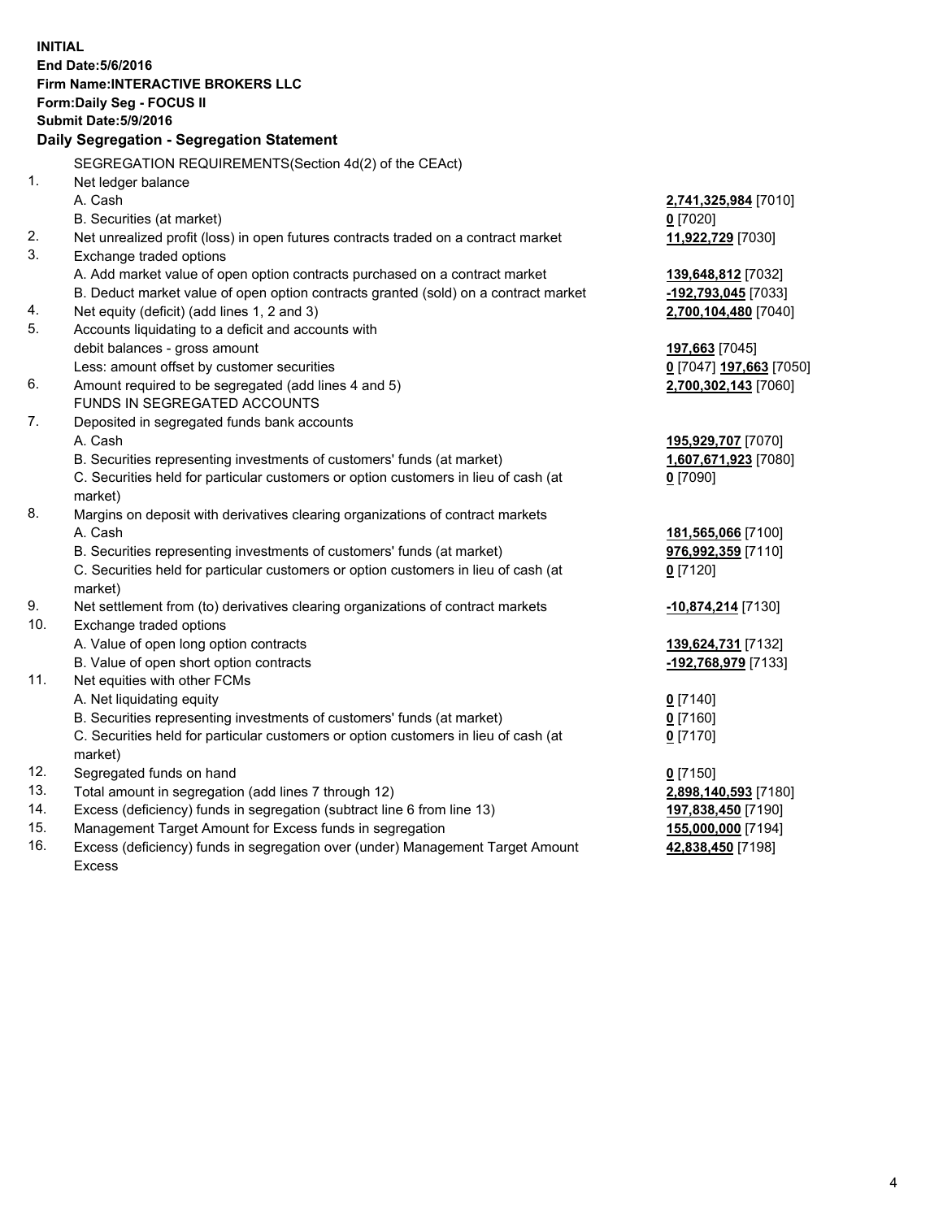**INITIAL**
**End Date:5/6/2016**
**Firm Name:INTERACTIVE BROKERS LLC**
**Form:Daily Seg - FOCUS II**
**Submit Date:5/9/2016**

## Daily Segregation - Segregation Statement

SEGREGATION REQUIREMENTS(Section 4d(2) of the CEAct)

| | | |
|---|---|---|
| 1. | Net ledger balance | |
| | A. Cash | **2,741,325,984** [7010] |
| | B. Securities (at market) | **0** [7020] |
| 2. | Net unrealized profit (loss) in open futures contracts traded on a contract market | **11,922,729** [7030] |
| 3. | Exchange traded options | |
| | A. Add market value of open option contracts purchased on a contract market | **139,648,812** [7032] |
| | B. Deduct market value of open option contracts granted (sold) on a contract market | **-192,793,045** [7033] |
| 4. | Net equity (deficit) (add lines 1, 2 and 3) | **2,700,104,480** [7040] |
| 5. | Accounts liquidating to a deficit and accounts with debit balances - gross amount | **197,663** [7045] |
| | Less: amount offset by customer securities | **0** [7047] **197,663** [7050] |
| 6. | Amount required to be segregated (add lines 4 and 5) | **2,700,302,143** [7060] |
| | FUNDS IN SEGREGATED ACCOUNTS | |
| 7. | Deposited in segregated funds bank accounts | |
| | A. Cash | **195,929,707** [7070] |
| | B. Securities representing investments of customers' funds (at market) | **1,607,671,923** [7080] |
| | C. Securities held for particular customers or option customers in lieu of cash (at market) | **0** [7090] |
| 8. | Margins on deposit with derivatives clearing organizations of contract markets | |
| | A. Cash | **181,565,066** [7100] |
| | B. Securities representing investments of customers' funds (at market) | **976,992,359** [7110] |
| | C. Securities held for particular customers or option customers in lieu of cash (at market) | **0** [7120] |
| 9. | Net settlement from (to) derivatives clearing organizations of contract markets | **-10,874,214** [7130] |
| 10. | Exchange traded options | |
| | A. Value of open long option contracts | **139,624,731** [7132] |
| | B. Value of open short option contracts | **-192,768,979** [7133] |
| 11. | Net equities with other FCMs | |
| | A. Net liquidating equity | **0** [7140] |
| | B. Securities representing investments of customers' funds (at market) | **0** [7160] |
| | C. Securities held for particular customers or option customers in lieu of cash (at market) | **0** [7170] |
| 12. | Segregated funds on hand | **0** [7150] |
| 13. | Total amount in segregation (add lines 7 through 12) | **2,898,140,593** [7180] |
| 14. | Excess (deficiency) funds in segregation (subtract line 6 from line 13) | **197,838,450** [7190] |
| 15. | Management Target Amount for Excess funds in segregation | **155,000,000** [7194] |
| 16. | Excess (deficiency) funds in segregation over (under) Management Target Amount Excess | **42,838,450** [7198] |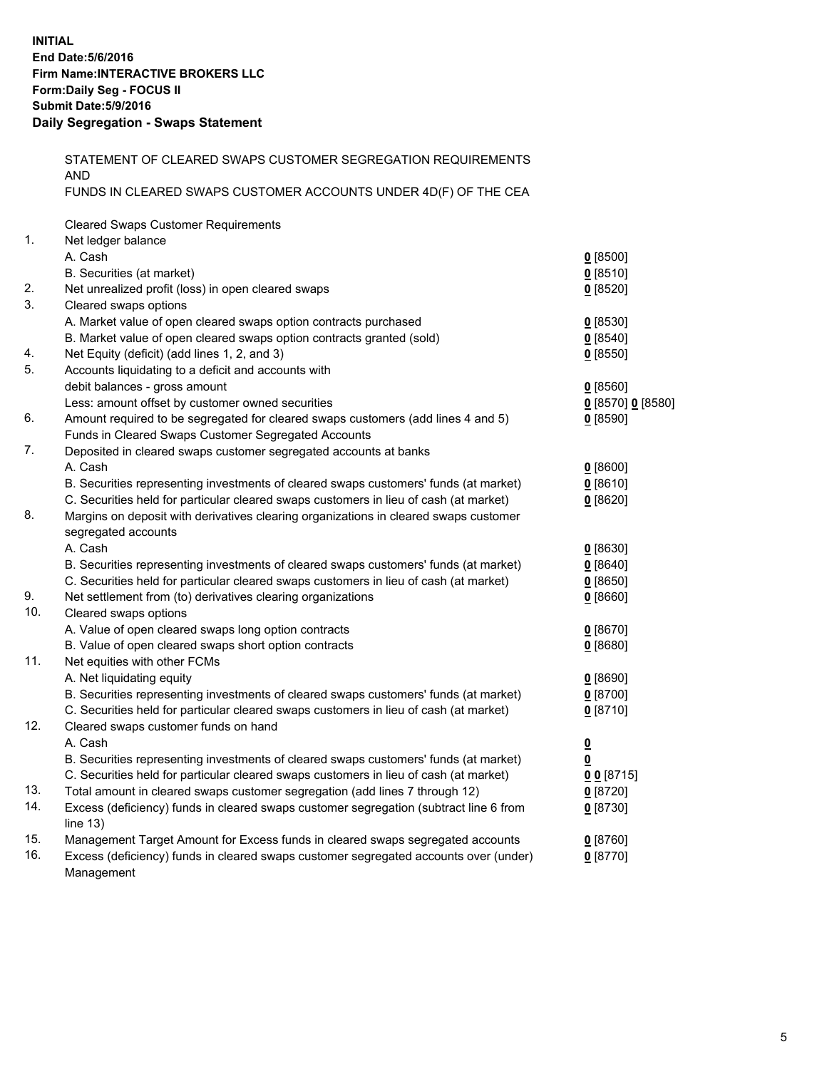**INITIAL**
**End Date:5/6/2016**
**Firm Name:INTERACTIVE BROKERS LLC**
**Form:Daily Seg - FOCUS II**
**Submit Date:5/9/2016**
**Daily Segregation - Swaps Statement**

STATEMENT OF CLEARED SWAPS CUSTOMER SEGREGATION REQUIREMENTS AND FUNDS IN CLEARED SWAPS CUSTOMER ACCOUNTS UNDER 4D(F) OF THE CEA

| | | |
|---|---|---|
| | Cleared Swaps Customer Requirements | |
| 1. | Net ledger balance | |
| | A. Cash | 0 [8500] |
| | B. Securities (at market) | 0 [8510] |
| 2. | Net unrealized profit (loss) in open cleared swaps | 0 [8520] |
| 3. | Cleared swaps options | |
| | A. Market value of open cleared swaps option contracts purchased | 0 [8530] |
| | B. Market value of open cleared swaps option contracts granted (sold) | 0 [8540] |
| 4. | Net Equity (deficit) (add lines 1, 2, and 3) | 0 [8550] |
| 5. | Accounts liquidating to a deficit and accounts with debit balances - gross amount | 0 [8560] |
| | Less: amount offset by customer owned securities | 0 [8570] 0 [8580] |
| 6. | Amount required to be segregated for cleared swaps customers (add lines 4 and 5) | 0 [8590] |
| | Funds in Cleared Swaps Customer Segregated Accounts | |
| 7. | Deposited in cleared swaps customer segregated accounts at banks | |
| | A. Cash | 0 [8600] |
| | B. Securities representing investments of cleared swaps customers' funds (at market) | 0 [8610] |
| | C. Securities held for particular cleared swaps customers in lieu of cash (at market) | 0 [8620] |
| 8. | Margins on deposit with derivatives clearing organizations in cleared swaps customer segregated accounts | |
| | A. Cash | 0 [8630] |
| | B. Securities representing investments of cleared swaps customers' funds (at market) | 0 [8640] |
| | C. Securities held for particular cleared swaps customers in lieu of cash (at market) | 0 [8650] |
| 9. | Net settlement from (to) derivatives clearing organizations | 0 [8660] |
| 10. | Cleared swaps options | |
| | A. Value of open cleared swaps long option contracts | 0 [8670] |
| | B. Value of open cleared swaps short option contracts | 0 [8680] |
| 11. | Net equities with other FCMs | |
| | A. Net liquidating equity | 0 [8690] |
| | B. Securities representing investments of cleared swaps customers' funds (at market) | 0 [8700] |
| | C. Securities held for particular cleared swaps customers in lieu of cash (at market) | 0 [8710] |
| 12. | Cleared swaps customer funds on hand | |
| | A. Cash | 0 |
| | B. Securities representing investments of cleared swaps customers' funds (at market) | 0 |
| | C. Securities held for particular cleared swaps customers in lieu of cash (at market) | 0 0 [8715] |
| 13. | Total amount in cleared swaps customer segregation (add lines 7 through 12) | 0 [8720] |
| 14. | Excess (deficiency) funds in cleared swaps customer segregation (subtract line 6 from line 13) | 0 [8730] |
| 15. | Management Target Amount for Excess funds in cleared swaps segregated accounts | 0 [8760] |
| 16. | Excess (deficiency) funds in cleared swaps customer segregated accounts over (under) Management | 0 [8770] |